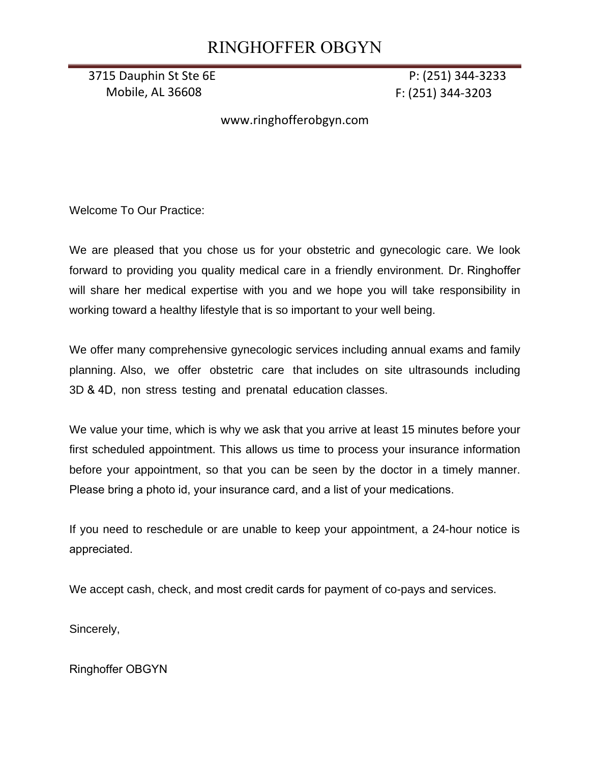# RINGHOFFER OBGYN

3715 Dauphin St Ste 6E
Mobile, AL 36608

P: (251) 344-3233
F: (251) 344-3203

www.ringhofferobgyn.com

Welcome To Our Practice:

We are pleased that you chose us for your obstetric and gynecologic care. We look forward to providing you quality medical care in a friendly environment. Dr. Ringhoffer will share her medical expertise with you and we hope you will take responsibility in working toward a healthy lifestyle that is so important to your well being.

We offer many comprehensive gynecologic services including annual exams and family planning. Also, we offer obstetric care that includes on site ultrasounds including 3D & 4D, non stress testing and prenatal education classes.

We value your time, which is why we ask that you arrive at least 15 minutes before your first scheduled appointment. This allows us time to process your insurance information before your appointment, so that you can be seen by the doctor in a timely manner. Please bring a photo id, your insurance card, and a list of your medications.

If you need to reschedule or are unable to keep your appointment, a 24-hour notice is appreciated.

We accept cash, check, and most credit cards for payment of co-pays and services.

Sincerely,

Ringhoffer OBGYN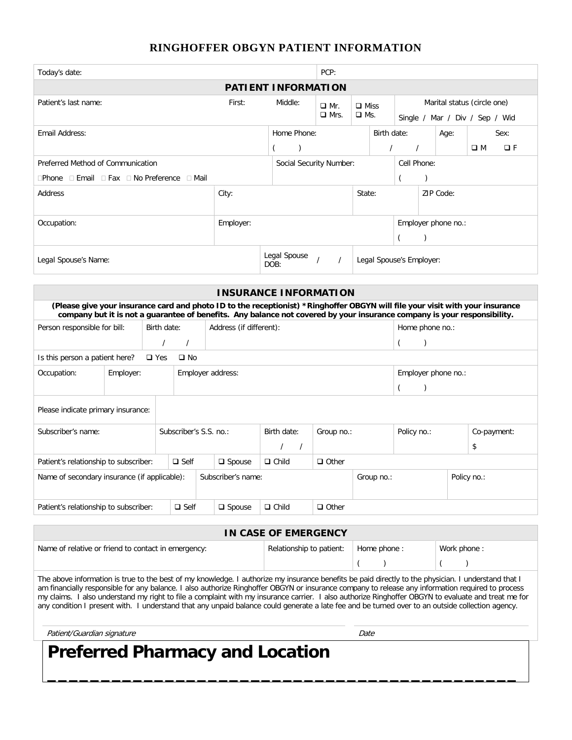# RINGHOFFER OBGYN PATIENT INFORMATION

| Today's date: | | | PCP: | | |
|---|---|---|---|---|---|

## PATIENT INFORMATION

| Patient's last name: | First: | Middle: | ❑ Mr. ❑ Mrs. | ❑ Miss ❑ Ms. | Marital status (circle one) Single / Mar / Div / Sep / Wid |
|---|---|---|---|---|---|

| Email Address: | Home Phone: ( ) | Birth date: / / | Age: | Sex: ❑ M ❑ F |
|---|---|---|---|---|

| Preferred Method of Communication □Phone □ Email □ Fax □ No Preference □ Mail | Social Security Number: | Cell Phone: ( ) |
|---|---|---|

| Address | City: | State: | ZIP Code: |
|---|---|---|---|

| Occupation: | Employer: | Employer phone no.: ( ) |
|---|---|---|

| Legal Spouse's Name: | Legal Spouse DOB: / / | Legal Spouse's Employer: |
|---|---|---|

## INSURANCE INFORMATION

**(Please give your insurance card and photo ID to the receptionist) *Ringhoffer OBGYN will file your visit with your insurance company but it is not a guarantee of benefits. Any balance not covered by your insurance company is your responsibility.**

| Person responsible for bill: | Birth date: / / | Address (if different): | Home phone no.: ( ) |
|---|---|---|---|

Is this person a patient here? ❑ Yes ❑ No

| Occupation: | Employer: | Employer address: | Employer phone no.: ( ) |
|---|---|---|---|

| Please indicate primary insurance: | |
|---|---|

| Subscriber's name: | Subscriber's S.S. no.: | Birth date: / / | Group no.: | Policy no.: | Co-payment: $ |
|---|---|---|---|---|---|

Patient's relationship to subscriber: ❑ Self ❑ Spouse ❑ Child ❑ Other

| Name of secondary insurance (if applicable): | Subscriber's name: | Group no.: | Policy no.: |
|---|---|---|---|

Patient's relationship to subscriber: ❑ Self ❑ Spouse ❑ Child ❑ Other

## IN CASE OF EMERGENCY

| Name of relative or friend to contact in emergency: | Relationship to patient: | Home phone : ( ) | Work phone : ( ) |
|---|---|---|---|

The above information is true to the best of my knowledge. I authorize my insurance benefits be paid directly to the physician. I understand that I am financially responsible for any balance. I also authorize Ringhoffer OBGYN or insurance company to release any information required to process my claims. I also understand my right to file a complaint with my insurance carrier. I also authorize Ringhoffer OBGYN to evaluate and treat me for any condition I present with. I understand that any unpaid balance could generate a late fee and be turned over to an outside collection agency.

*Patient/Guardian signature* *Date*

# Preferred Pharmacy and Location

\_\_\_\_\_\_\_\_\_\_\_\_\_\_\_\_\_\_\_\_\_\_\_\_\_\_\_\_\_\_\_\_\_\_\_\_\_\_\_\_\_\_\_\_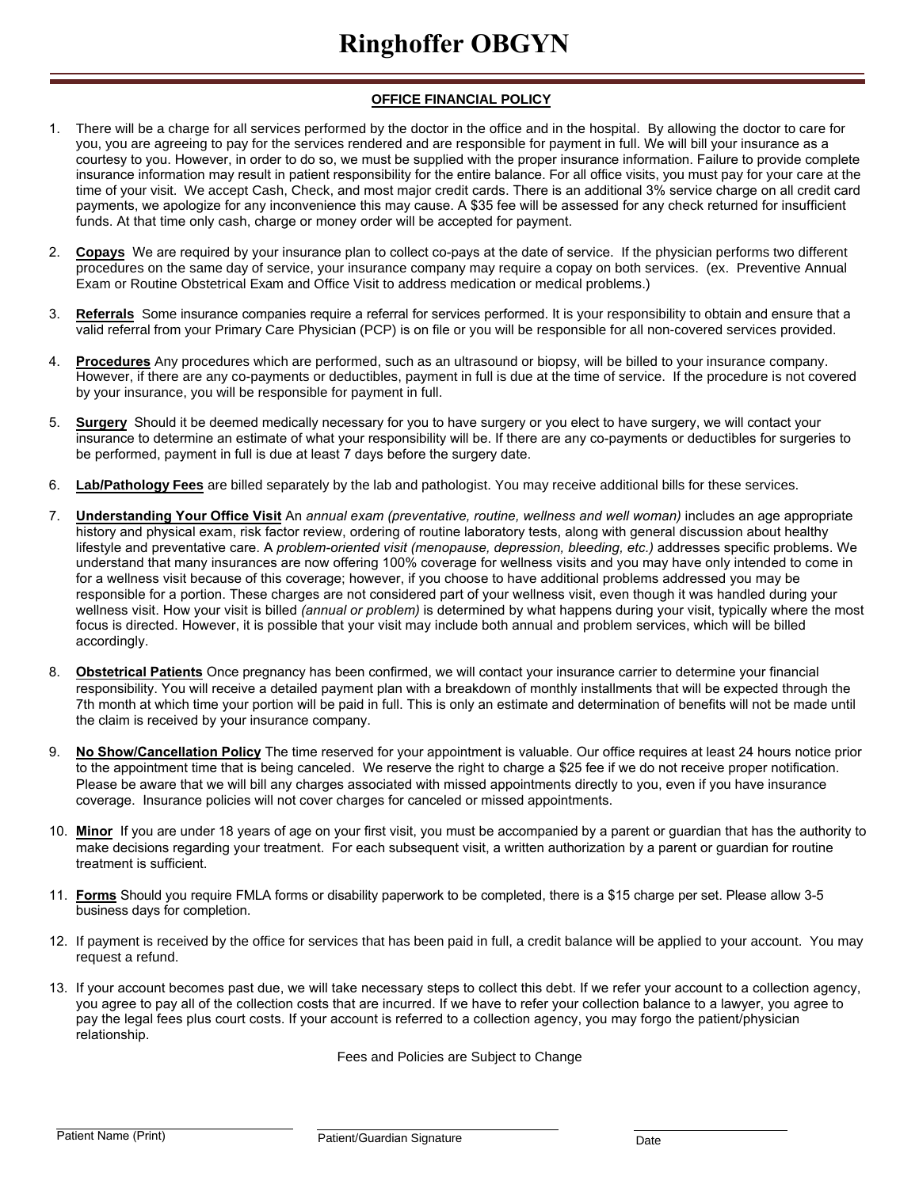# Ringhoffer OBGYN

## OFFICE FINANCIAL POLICY

1. There will be a charge for all services performed by the doctor in the office and in the hospital. By allowing the doctor to care for you, you are agreeing to pay for the services rendered and are responsible for payment in full. We will bill your insurance as a courtesy to you. However, in order to do so, we must be supplied with the proper insurance information. Failure to provide complete insurance information may result in patient responsibility for the entire balance. For all office visits, you must pay for your care at the time of your visit. We accept Cash, Check, and most major credit cards. There is an additional 3% service charge on all credit card payments, we apologize for any inconvenience this may cause. A $35 fee will be assessed for any check returned for insufficient funds. At that time only cash, charge or money order will be accepted for payment.

2. **Copays** We are required by your insurance plan to collect co-pays at the date of service. If the physician performs two different procedures on the same day of service, your insurance company may require a copay on both services. (ex. Preventive Annual Exam or Routine Obstetrical Exam and Office Visit to address medication or medical problems.)

3. **Referrals** Some insurance companies require a referral for services performed. It is your responsibility to obtain and ensure that a valid referral from your Primary Care Physician (PCP) is on file or you will be responsible for all non-covered services provided.

4. **Procedures** Any procedures which are performed, such as an ultrasound or biopsy, will be billed to your insurance company. However, if there are any co-payments or deductibles, payment in full is due at the time of service. If the procedure is not covered by your insurance, you will be responsible for payment in full.

5. **Surgery** Should it be deemed medically necessary for you to have surgery or you elect to have surgery, we will contact your insurance to determine an estimate of what your responsibility will be. If there are any co-payments or deductibles for surgeries to be performed, payment in full is due at least 7 days before the surgery date.

6. **Lab/Pathology Fees** are billed separately by the lab and pathologist. You may receive additional bills for these services.

7. **Understanding Your Office Visit** An *annual exam (preventative, routine, wellness and well woman)* includes an age appropriate history and physical exam, risk factor review, ordering of routine laboratory tests, along with general discussion about healthy lifestyle and preventative care. A *problem-oriented visit (menopause, depression, bleeding, etc.)* addresses specific problems. We understand that many insurances are now offering 100% coverage for wellness visits and you may have only intended to come in for a wellness visit because of this coverage; however, if you choose to have additional problems addressed you may be responsible for a portion. These charges are not considered part of your wellness visit, even though it was handled during your wellness visit. How your visit is billed *(annual or problem)* is determined by what happens during your visit, typically where the most focus is directed. However, it is possible that your visit may include both annual and problem services, which will be billed accordingly.

8. **Obstetrical Patients** Once pregnancy has been confirmed, we will contact your insurance carrier to determine your financial responsibility. You will receive a detailed payment plan with a breakdown of monthly installments that will be expected through the 7th month at which time your portion will be paid in full. This is only an estimate and determination of benefits will not be made until the claim is received by your insurance company.

9. **No Show/Cancellation Policy** The time reserved for your appointment is valuable. Our office requires at least 24 hours notice prior to the appointment time that is being canceled. We reserve the right to charge a $25 fee if we do not receive proper notification. Please be aware that we will bill any charges associated with missed appointments directly to you, even if you have insurance coverage. Insurance policies will not cover charges for canceled or missed appointments.

10. **Minor** If you are under 18 years of age on your first visit, you must be accompanied by a parent or guardian that has the authority to make decisions regarding your treatment. For each subsequent visit, a written authorization by a parent or guardian for routine treatment is sufficient.

11. **Forms** Should you require FMLA forms or disability paperwork to be completed, there is a $15 charge per set. Please allow 3-5 business days for completion.

12. If payment is received by the office for services that has been paid in full, a credit balance will be applied to your account. You may request a refund.

13. If your account becomes past due, we will take necessary steps to collect this debt. If we refer your account to a collection agency, you agree to pay all of the collection costs that are incurred. If we have to refer your collection balance to a lawyer, you agree to pay the legal fees plus court costs. If your account is referred to a collection agency, you may forgo the patient/physician relationship.

Fees and Policies are Subject to Change

Patient Name (Print) ____________________  Patient/Guardian Signature ____________________  Date ____________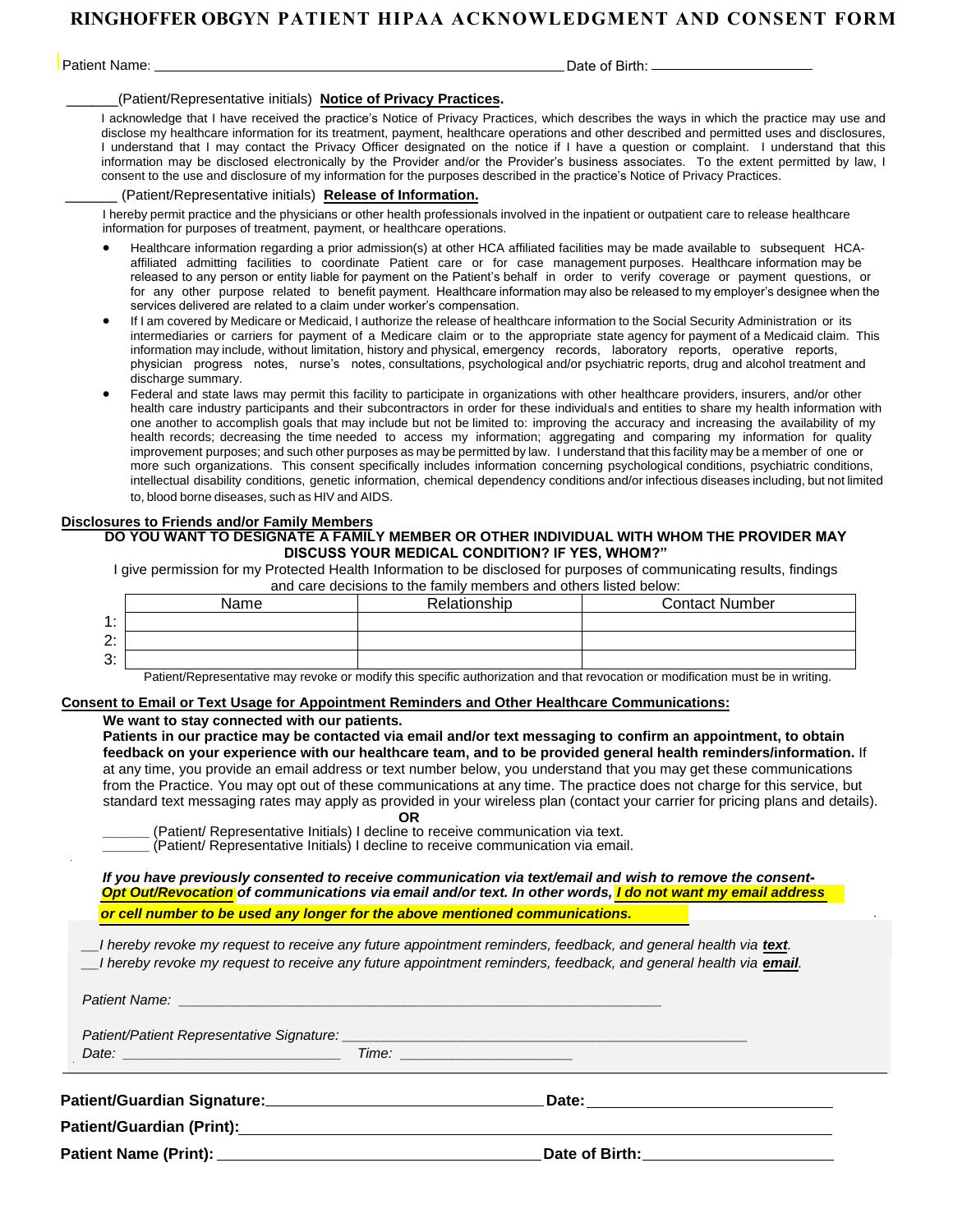# RINGHOFFER OBGYN PATIENT HIPAA ACKNOWLEDGMENT AND CONSENT FORM

Patient Name: ______________________________________________ Date of Birth: ____________________

______(Patient/Representative initials) **Notice of Privacy Practices.**

I acknowledge that I have received the practice's Notice of Privacy Practices, which describes the ways in which the practice may use and disclose my healthcare information for its treatment, payment, healthcare operations and other described and permitted uses and disclosures, I understand that I may contact the Privacy Officer designated on the notice if I have a question or complaint. I understand that this information may be disclosed electronically by the Provider and/or the Provider's business associates. To the extent permitted by law, I consent to the use and disclosure of my information for the purposes described in the practice's Notice of Privacy Practices.

______ (Patient/Representative initials) **Release of Information.**

I hereby permit practice and the physicians or other health professionals involved in the inpatient or outpatient care to release healthcare information for purposes of treatment, payment, or healthcare operations.

- Healthcare information regarding a prior admission(s) at other HCA affiliated facilities may be made available to subsequent HCA-affiliated admitting facilities to coordinate Patient care or for case management purposes. Healthcare information may be released to any person or entity liable for payment on the Patient's behalf in order to verify coverage or payment questions, or for any other purpose related to benefit payment. Healthcare information may also be released to my employer's designee when the services delivered are related to a claim under worker's compensation.
- If I am covered by Medicare or Medicaid, I authorize the release of healthcare information to the Social Security Administration or its intermediaries or carriers for payment of a Medicare claim or to the appropriate state agency for payment of a Medicaid claim. This information may include, without limitation, history and physical, emergency records, laboratory reports, operative reports, physician progress notes, nurse's notes, consultations, psychological and/or psychiatric reports, drug and alcohol treatment and discharge summary.
- Federal and state laws may permit this facility to participate in organizations with other healthcare providers, insurers, and/or other health care industry participants and their subcontractors in order for these individuals and entities to share my health information with one another to accomplish goals that may include but not be limited to: improving the accuracy and increasing the availability of my health records; decreasing the time needed to access my information; aggregating and comparing my information for quality improvement purposes; and such other purposes as may be permitted by law. I understand that this facility may be a member of one or more such organizations. This consent specifically includes information concerning psychological conditions, psychiatric conditions, intellectual disability conditions, genetic information, chemical dependency conditions and/or infectious diseases including, but not limited to, blood borne diseases, such as HIV and AIDS.

**Disclosures to Friends and/or Family Members**

**DO YOU WANT TO DESIGNATE A FAMILY MEMBER OR OTHER INDIVIDUAL WITH WHOM THE PROVIDER MAY DISCUSS YOUR MEDICAL CONDITION? IF YES, WHOM?"**

I give permission for my Protected Health Information to be disclosed for purposes of communicating results, findings and care decisions to the family members and others listed below:

| | Name | Relationship | Contact Number |
|---|---|---|---|
| 1: | | | |
| 2: | | | |
| 3: | | | |

Patient/Representative may revoke or modify this specific authorization and that revocation or modification must be in writing.

**Consent to Email or Text Usage for Appointment Reminders and Other Healthcare Communications:**

**We want to stay connected with our patients.**

**Patients in our practice may be contacted via email and/or text messaging to confirm an appointment, to obtain feedback on your experience with our healthcare team, and to be provided general health reminders/information.** If at any time, you provide an email address or text number below, you understand that you may get these communications from the Practice. You may opt out of these communications at any time. The practice does not charge for this service, but standard text messaging rates may apply as provided in your wireless plan (contact your carrier for pricing plans and details).

**OR**

______ (Patient/ Representative Initials) I decline to receive communication via text.
______ (Patient/ Representative Initials) I decline to receive communication via email.

***If you have previously consented to receive communication via text/email and wish to remove the consent- Opt Out/Revocation of communications via email and/or text. In other words, I do not want my email address or cell number to be used any longer for the above mentioned communications.***

__*I hereby revoke my request to receive any future appointment reminders, feedback, and general health via **text**.*
__*I hereby revoke my request to receive any future appointment reminders, feedback, and general health via **email**.*

*Patient Name:* ______________________________________________

*Patient/Patient Representative Signature:* ______________________________________

*Date:* ______________________ *Time:* __________________

**Patient/Guardian Signature:** ______________________________ **Date:** ________________________

**Patient/Guardian (Print):** ______________________________________________

**Patient Name (Print):** ______________________________ **Date of Birth:** ____________________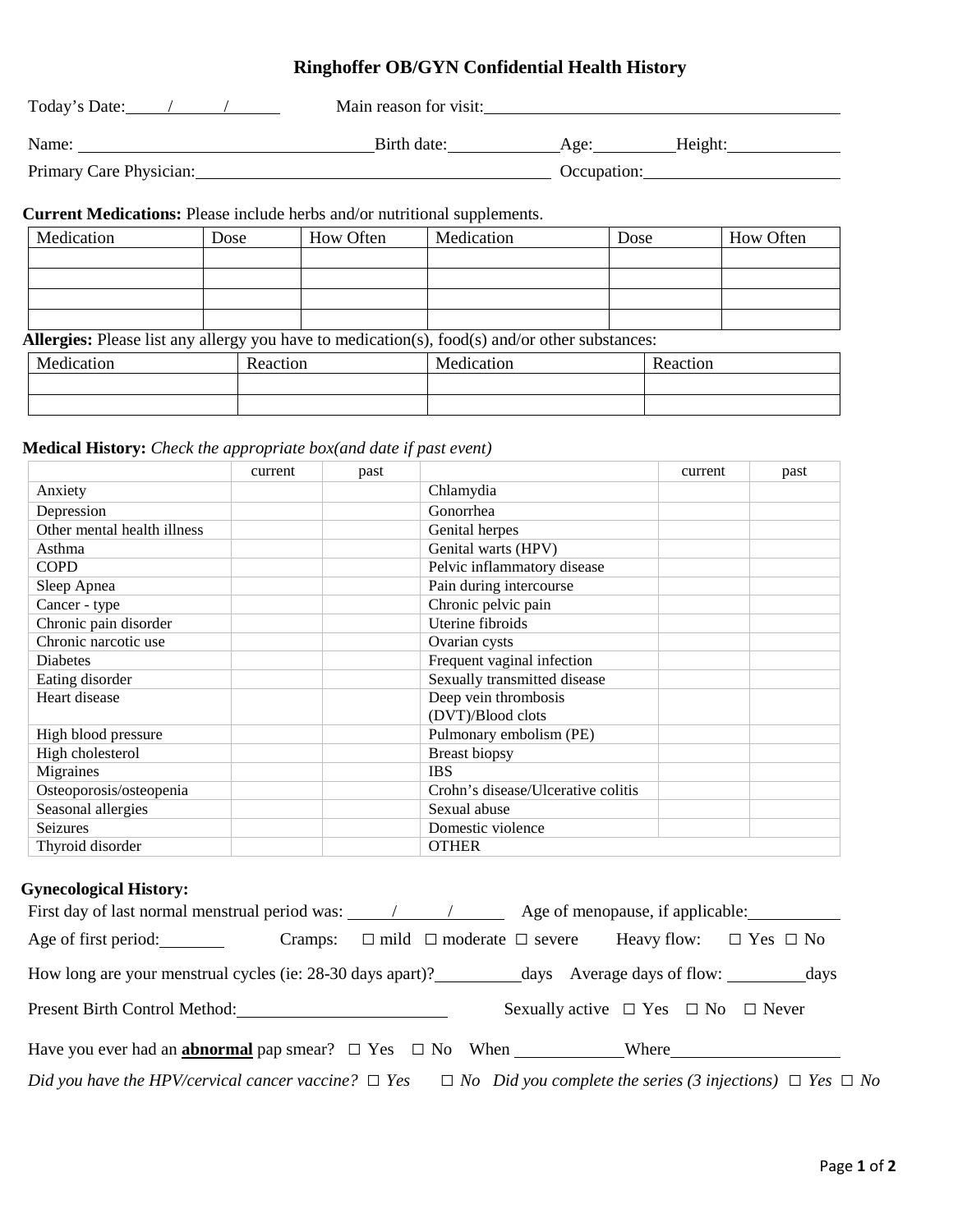# Ringhoffer OB/GYN Confidential Health History

Today's Date: ____/____/____ Main reason for visit: ______________________________

Name: ______________________________ Birth date: ____________ Age: ________ Height: ____________

Primary Care Physician: ______________________________ Occupation: ____________________

**Current Medications:** Please include herbs and/or nutritional supplements.

| Medication | Dose | How Often | Medication | Dose | How Often |
|---|---|---|---|---|---|
| | | | | | |
| | | | | | |
| | | | | | |
| | | | | | |

**Allergies:** Please list any allergy you have to medication(s), food(s) and/or other substances:

| Medication | Reaction | Medication | Reaction |
|---|---|---|---|
| | | | |
| | | | |

**Medical History:** *Check the appropriate box(and date if past event)*

| | current | past | | current | past |
|---|---|---|---|---|---|
| Anxiety | | | Chlamydia | | |
| Depression | | | Gonorrhea | | |
| Other mental health illness | | | Genital herpes | | |
| Asthma | | | Genital warts (HPV) | | |
| COPD | | | Pelvic inflammatory disease | | |
| Sleep Apnea | | | Pain during intercourse | | |
| Cancer - type | | | Chronic pelvic pain | | |
| Chronic pain disorder | | | Uterine fibroids | | |
| Chronic narcotic use | | | Ovarian cysts | | |
| Diabetes | | | Frequent vaginal infection | | |
| Eating disorder | | | Sexually transmitted disease | | |
| Heart disease | | | Deep vein thrombosis (DVT)/Blood clots | | |
| High blood pressure | | | Pulmonary embolism (PE) | | |
| High cholesterol | | | Breast biopsy | | |
| Migraines | | | IBS | | |
| Osteoporosis/osteopenia | | | Crohn's disease/Ulcerative colitis | | |
| Seasonal allergies | | | Sexual abuse | | |
| Seizures | | | Domestic violence | | |
| Thyroid disorder | | | OTHER | | |

**Gynecological History:**

First day of last normal menstrual period was: ____/____/____ Age of menopause, if applicable: __________

Age of first period: ______ Cramps: ☐ mild ☐ moderate ☐ severe Heavy flow: ☐ Yes ☐ No

How long are your menstrual cycles (ie: 28-30 days apart)? ________ days Average days of flow: ________ days

Present Birth Control Method: ______________________ Sexually active ☐ Yes ☐ No ☐ Never

Have you ever had an **abnormal** pap smear? ☐ Yes ☐ No When ____________ Where ____________________

*Did you have the HPV/cervical cancer vaccine? ☐ Yes ☐ No Did you complete the series (3 injections) ☐ Yes ☐ No*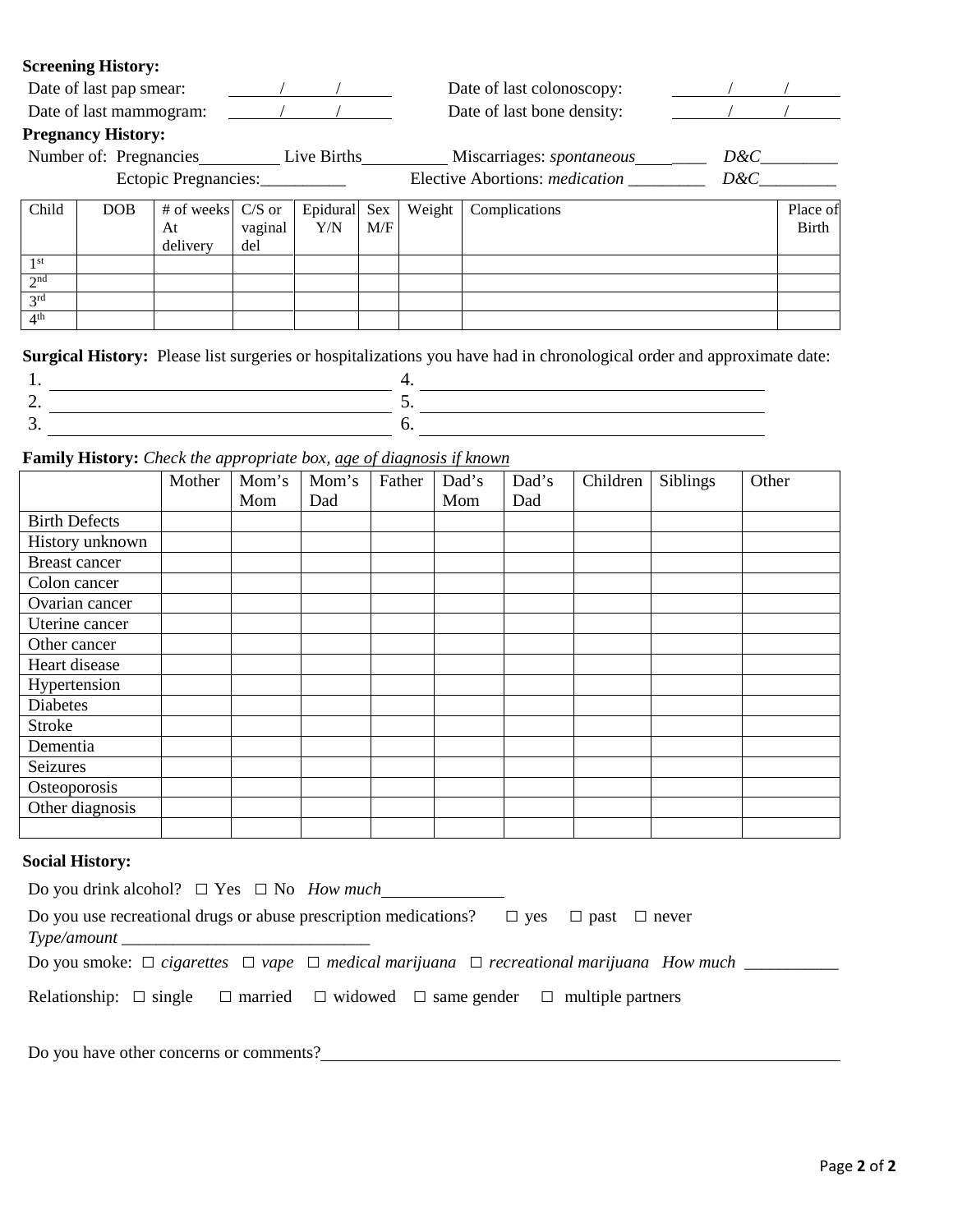**Screening History:**

Date of last pap smear: \_\_\_\_\_\_/\_\_\_\_\_\_/\_\_\_\_\_\_ Date of last colonoscopy: \_\_\_\_\_\_/\_\_\_\_\_\_/\_\_\_\_\_\_

Date of last mammogram: \_\_\_\_\_\_/\_\_\_\_\_\_/\_\_\_\_\_\_ Date of last bone density: \_\_\_\_\_\_/\_\_\_\_\_\_/\_\_\_\_\_\_

**Pregnancy History:**

Number of: Pregnancies\_\_\_\_\_\_\_\_\_\_ Live Births\_\_\_\_\_\_\_\_\_\_ Miscarriages: *spontaneous*\_\_\_\_\_\_\_\_ *D&C*\_\_\_\_\_\_\_\_\_

Ectopic Pregnancies:\_\_\_\_\_\_\_\_\_\_ Elective Abortions: *medication* \_\_\_\_\_\_\_\_\_ *D&C*\_\_\_\_\_\_\_\_\_

| Child | DOB | # of weeks At delivery | C/S or vaginal del | Epidural Y/N | Sex M/F | Weight | Complications | Place of Birth |
|---|---|---|---|---|---|---|---|---|
| 1st | | | | | | | | |
| 2nd | | | | | | | | |
| 3rd | | | | | | | | |
| 4th | | | | | | | | |

**Surgical History:** Please list surgeries or hospitalizations you have had in chronological order and approximate date:

1. \_\_\_\_\_\_\_\_\_\_\_\_\_\_\_\_\_\_\_\_\_\_\_\_\_\_\_\_\_\_\_\_\_\_\_\_\_\_\_\_
2. \_\_\_\_\_\_\_\_\_\_\_\_\_\_\_\_\_\_\_\_\_\_\_\_\_\_\_\_\_\_\_\_\_\_\_\_\_\_\_\_
3. \_\_\_\_\_\_\_\_\_\_\_\_\_\_\_\_\_\_\_\_\_\_\_\_\_\_\_\_\_\_\_\_\_\_\_\_\_\_\_\_
4. \_\_\_\_\_\_\_\_\_\_\_\_\_\_\_\_\_\_\_\_\_\_\_\_\_\_\_\_\_\_\_\_\_\_\_\_\_\_\_\_
5. \_\_\_\_\_\_\_\_\_\_\_\_\_\_\_\_\_\_\_\_\_\_\_\_\_\_\_\_\_\_\_\_\_\_\_\_\_\_\_\_
6. \_\_\_\_\_\_\_\_\_\_\_\_\_\_\_\_\_\_\_\_\_\_\_\_\_\_\_\_\_\_\_\_\_\_\_\_\_\_\_\_

**Family History:** *Check the appropriate box, age of diagnosis if known*

| | Mother | Mom's Mom | Mom's Dad | Father | Dad's Mom | Dad's Dad | Children | Siblings | Other |
|---|---|---|---|---|---|---|---|---|---|
| Birth Defects | | | | | | | | | |
| History unknown | | | | | | | | | |
| Breast cancer | | | | | | | | | |
| Colon cancer | | | | | | | | | |
| Ovarian cancer | | | | | | | | | |
| Uterine cancer | | | | | | | | | |
| Other cancer | | | | | | | | | |
| Heart disease | | | | | | | | | |
| Hypertension | | | | | | | | | |
| Diabetes | | | | | | | | | |
| Stroke | | | | | | | | | |
| Dementia | | | | | | | | | |
| Seizures | | | | | | | | | |
| Osteoporosis | | | | | | | | | |
| Other diagnosis | | | | | | | | | |
| | | | | | | | | | |

**Social History:**

Do you drink alcohol? ☐ Yes ☐ No *How much*\_\_\_\_\_\_\_\_\_\_\_\_\_\_\_

Do you use recreational drugs or abuse prescription medications? ☐ yes ☐ past ☐ never
*Type/amount* \_\_\_\_\_\_\_\_\_\_\_\_\_\_\_\_\_\_\_\_\_\_\_\_\_\_\_\_\_\_

Do you smoke: ☐ *cigarettes* ☐ *vape* ☐ *medical marijuana* ☐ *recreational marijuana* *How much* \_\_\_\_\_\_\_\_\_\_\_

Relationship: ☐ single ☐ married ☐ widowed ☐ same gender ☐ multiple partners

Do you have other concerns or comments?\_\_\_\_\_\_\_\_\_\_\_\_\_\_\_\_\_\_\_\_\_\_\_\_\_\_\_\_\_\_\_\_\_\_\_\_\_\_\_\_\_\_\_\_\_\_\_\_\_\_\_\_\_\_\_\_\_\_\_\_\_\_\_\_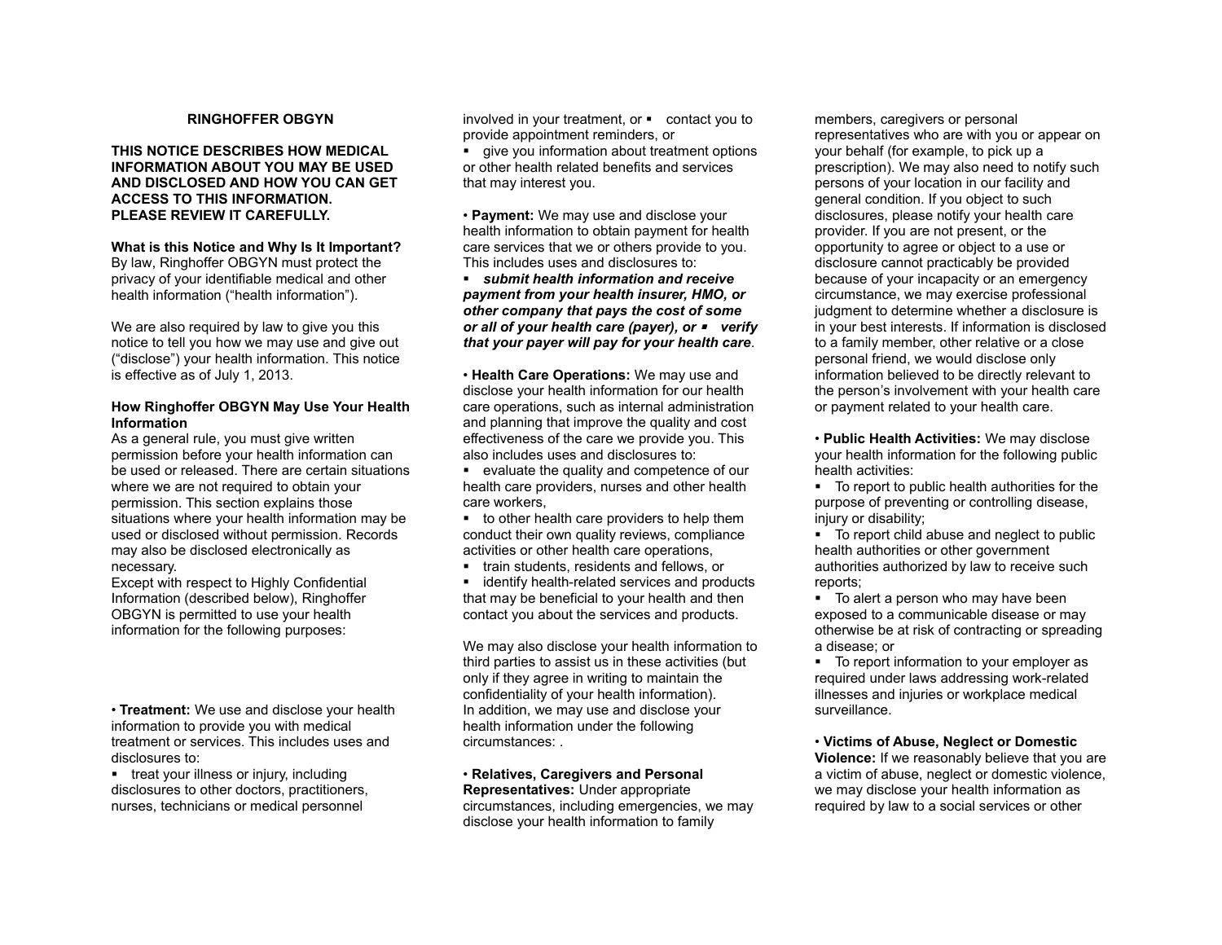**RINGHOFFER OBGYN**

**THIS NOTICE DESCRIBES HOW MEDICAL INFORMATION ABOUT YOU MAY BE USED AND DISCLOSED AND HOW YOU CAN GET ACCESS TO THIS INFORMATION.**
**PLEASE REVIEW IT CAREFULLY.**

**What is this Notice and Why Is It Important?**
By law, Ringhoffer OBGYN must protect the privacy of your identifiable medical and other health information ("health information").

We are also required by law to give you this notice to tell you how we may use and give out ("disclose") your health information. This notice is effective as of July 1, 2013.

**How Ringhoffer OBGYN May Use Your Health Information**
As a general rule, you must give written permission before your health information can be used or released. There are certain situations where we are not required to obtain your permission. This section explains those situations where your health information may be used or disclosed without permission. Records may also be disclosed electronically as necessary.
Except with respect to Highly Confidential Information (described below), Ringhoffer OBGYN is permitted to use your health information for the following purposes:

• **Treatment:** We use and disclose your health information to provide you with medical treatment or services. This includes uses and disclosures to:

- treat your illness or injury, including disclosures to other doctors, practitioners, nurses, technicians or medical personnel involved in your treatment, or
- contact you to provide appointment reminders, or
- give you information about treatment options or other health related benefits and services that may interest you.

• **Payment:** We may use and disclose your health information to obtain payment for health care services that we or others provide to you. This includes uses and disclosures to:

- ***submit health information and receive payment from your health insurer, HMO, or other company that pays the cost of some or all of your health care (payer), or***
- ***verify that your payer will pay for your health care***.

• **Health Care Operations:** We may use and disclose your health information for our health care operations, such as internal administration and planning that improve the quality and cost effectiveness of the care we provide you. This also includes uses and disclosures to:

- evaluate the quality and competence of our health care providers, nurses and other health care workers,
- to other health care providers to help them conduct their own quality reviews, compliance activities or other health care operations,
- train students, residents and fellows, or
- identify health-related services and products that may be beneficial to your health and then contact you about the services and products.

We may also disclose your health information to third parties to assist us in these activities (but only if they agree in writing to maintain the confidentiality of your health information).
In addition, we may use and disclose your health information under the following circumstances: .

• **Relatives, Caregivers and Personal Representatives:** Under appropriate circumstances, including emergencies, we may disclose your health information to family members, caregivers or personal representatives who are with you or appear on your behalf (for example, to pick up a prescription). We may also need to notify such persons of your location in our facility and general condition. If you object to such disclosures, please notify your health care provider. If you are not present, or the opportunity to agree or object to a use or disclosure cannot practicably be provided because of your incapacity or an emergency circumstance, we may exercise professional judgment to determine whether a disclosure is in your best interests. If information is disclosed to a family member, other relative or a close personal friend, we would disclose only information believed to be directly relevant to the person's involvement with your health care or payment related to your health care.

• **Public Health Activities:** We may disclose your health information for the following public health activities:

- To report to public health authorities for the purpose of preventing or controlling disease, injury or disability;
- To report child abuse and neglect to public health authorities or other government authorities authorized by law to receive such reports;
- To alert a person who may have been exposed to a communicable disease or may otherwise be at risk of contracting or spreading a disease; or
- To report information to your employer as required under laws addressing work-related illnesses and injuries or workplace medical surveillance.

• **Victims of Abuse, Neglect or Domestic Violence:** If we reasonably believe that you are a victim of abuse, neglect or domestic violence, we may disclose your health information as required by law to a social services or other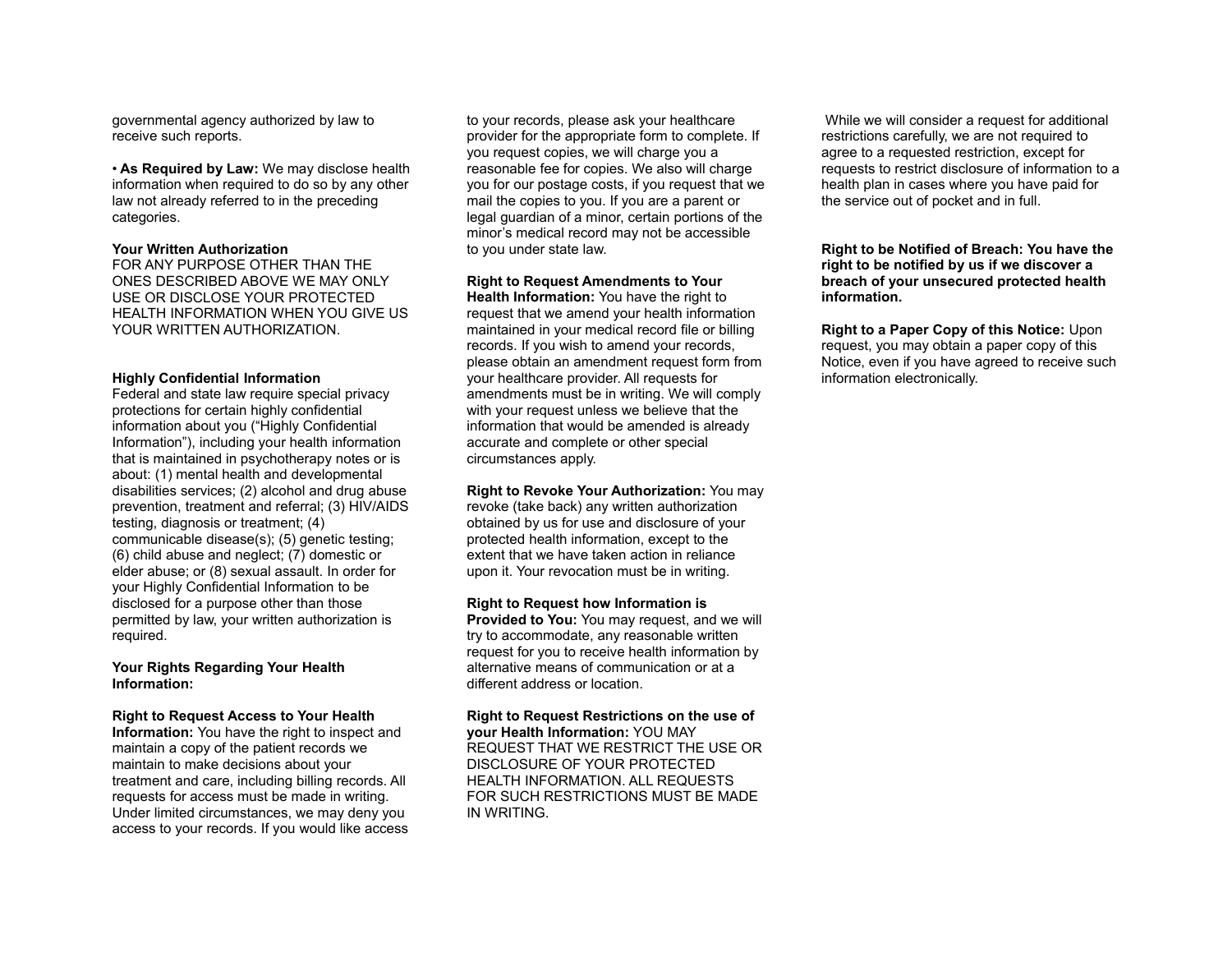governmental agency authorized by law to receive such reports.

• **As Required by Law:** We may disclose health information when required to do so by any other law not already referred to in the preceding categories.

**Your Written Authorization**

FOR ANY PURPOSE OTHER THAN THE ONES DESCRIBED ABOVE WE MAY ONLY USE OR DISCLOSE YOUR PROTECTED HEALTH INFORMATION WHEN YOU GIVE US YOUR WRITTEN AUTHORIZATION.

**Highly Confidential Information**

Federal and state law require special privacy protections for certain highly confidential information about you ("Highly Confidential Information"), including your health information that is maintained in psychotherapy notes or is about: (1) mental health and developmental disabilities services; (2) alcohol and drug abuse prevention, treatment and referral; (3) HIV/AIDS testing, diagnosis or treatment; (4) communicable disease(s); (5) genetic testing; (6) child abuse and neglect; (7) domestic or elder abuse; or (8) sexual assault. In order for your Highly Confidential Information to be disclosed for a purpose other than those permitted by law, your written authorization is required.

**Your Rights Regarding Your Health Information:**

**Right to Request Access to Your Health Information:** You have the right to inspect and maintain a copy of the patient records we maintain to make decisions about your treatment and care, including billing records. All requests for access must be made in writing. Under limited circumstances, we may deny you access to your records. If you would like access to your records, please ask your healthcare provider for the appropriate form to complete. If you request copies, we will charge you a reasonable fee for copies. We also will charge you for our postage costs, if you request that we mail the copies to you. If you are a parent or legal guardian of a minor, certain portions of the minor's medical record may not be accessible to you under state law.

**Right to Request Amendments to Your Health Information:** You have the right to request that we amend your health information maintained in your medical record file or billing records. If you wish to amend your records, please obtain an amendment request form from your healthcare provider. All requests for amendments must be in writing. We will comply with your request unless we believe that the information that would be amended is already accurate and complete or other special circumstances apply.

**Right to Revoke Your Authorization:** You may revoke (take back) any written authorization obtained by us for use and disclosure of your protected health information, except to the extent that we have taken action in reliance upon it. Your revocation must be in writing.

**Right to Request how Information is Provided to You:** You may request, and we will try to accommodate, any reasonable written request for you to receive health information by alternative means of communication or at a different address or location.

**Right to Request Restrictions on the use of your Health Information:** YOU MAY REQUEST THAT WE RESTRICT THE USE OR DISCLOSURE OF YOUR PROTECTED HEALTH INFORMATION. ALL REQUESTS FOR SUCH RESTRICTIONS MUST BE MADE IN WRITING.

While we will consider a request for additional restrictions carefully, we are not required to agree to a requested restriction, except for requests to restrict disclosure of information to a health plan in cases where you have paid for the service out of pocket and in full.

**Right to be Notified of Breach: You have the right to be notified by us if we discover a breach of your unsecured protected health information.**

**Right to a Paper Copy of this Notice:** Upon request, you may obtain a paper copy of this Notice, even if you have agreed to receive such information electronically.